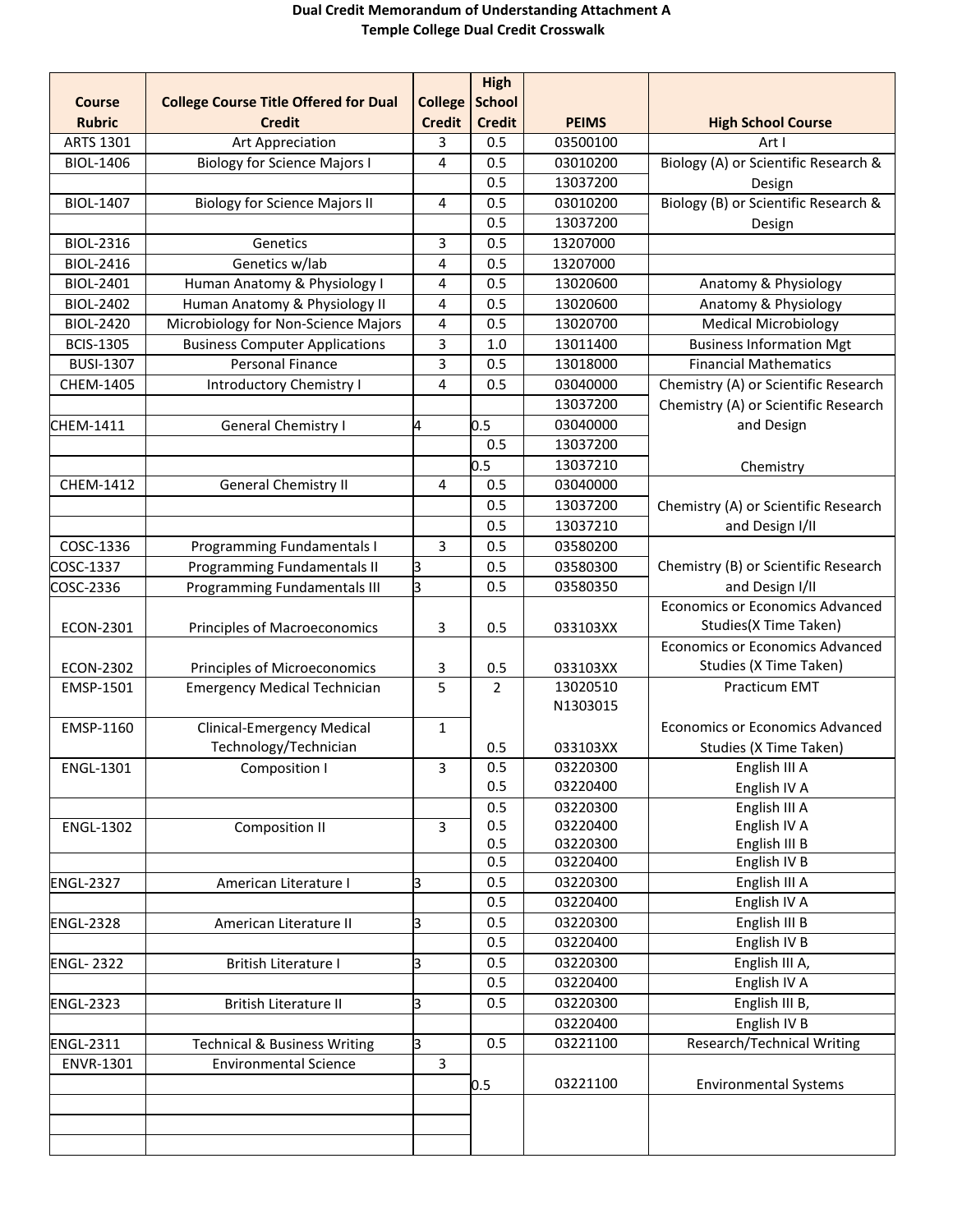**Dual Credit Memorandum of Understanding Attachment A**
**Temple College Dual Credit Crosswalk**

| Course Rubric | College Course Title Offered for Dual Credit | College Credit | High School Credit | PEIMS | High School Course |
|---|---|---|---|---|---|
| ARTS 1301 | Art Appreciation | 3 | 0.5 | 03500100 | Art I |
| BIOL-1406 | Biology for Science Majors I | 4 | 0.5 | 03010200 | Biology (A) or Scientific Research & Design |
| | | | 0.5 | 13037200 | |
| BIOL-1407 | Biology for Science Majors II | 4 | 0.5 | 03010200 | Biology (B) or Scientific Research & Design |
| | | | 0.5 | 13037200 | |
| BIOL-2316 | Genetics | 3 | 0.5 | 13207000 | |
| BIOL-2416 | Genetics w/lab | 4 | 0.5 | 13207000 | |
| BIOL-2401 | Human Anatomy & Physiology I | 4 | 0.5 | 13020600 | Anatomy & Physiology |
| BIOL-2402 | Human Anatomy & Physiology II | 4 | 0.5 | 13020600 | Anatomy & Physiology |
| BIOL-2420 | Microbiology for Non-Science Majors | 4 | 0.5 | 13020700 | Medical Microbiology |
| BCIS-1305 | Business Computer Applications | 3 | 1.0 | 13011400 | Business Information Mgt |
| BUSI-1307 | Personal Finance | 3 | 0.5 | 13018000 | Financial Mathematics |
| CHEM-1405 | Introductory Chemistry I | 4 | 0.5 | 03040000 | Chemistry (A) or Scientific Research |
| | | | | 13037200 | Chemistry (A) or Scientific Research and Design |
| CHEM-1411 | General Chemistry I | 4 | 0.5 | 03040000 | |
| | | | 0.5 | 13037200 | |
| | | | 0.5 | 13037210 | Chemistry |
| CHEM-1412 | General Chemistry II | 4 | 0.5 | 03040000 | |
| | | | 0.5 | 13037200 | Chemistry (A) or Scientific Research and Design I/II |
| | | | 0.5 | 13037210 | |
| COSC-1336 | Programming Fundamentals I | 3 | 0.5 | 03580200 | |
| COSC-1337 | Programming Fundamentals II | 3 | 0.5 | 03580300 | Chemistry (B) or Scientific Research and Design I/II |
| COSC-2336 | Programming Fundamentals III | 3 | 0.5 | 03580350 | |
| ECON-2301 | Principles of Macroeconomics | 3 | 0.5 | 033103XX | Economics or Economics Advanced Studies(X Time Taken) |
| ECON-2302 | Principles of Microeconomics | 3 | 0.5 | 033103XX | Economics or Economics Advanced Studies (X Time Taken) |
| EMSP-1501 | Emergency Medical Technician | 5 | 2 | 13020510<br>N1303015 | Practicum EMT |
| EMSP-1160 | Clinical-Emergency Medical Technology/Technician | 1 | 0.5 | 033103XX | Economics or Economics Advanced Studies (X Time Taken) |
| ENGL-1301 | Composition I | 3 | 0.5 | 03220300 | English III A |
| | | | 0.5 | 03220400 | English IV A |
| | | | 0.5 | 03220300 | English III A |
| ENGL-1302 | Composition II | 3 | 0.5 | 03220400 | English IV A |
| | | | 0.5 | 03220300 | English III B |
| | | | 0.5 | 03220400 | English IV B |
| ENGL-2327 | American Literature I | 3 | 0.5 | 03220300 | English III A |
| | | | 0.5 | 03220400 | English IV A |
| ENGL-2328 | American Literature II | 3 | 0.5 | 03220300 | English III B |
| | | | 0.5 | 03220400 | English IV B |
| ENGL- 2322 | British Literature I | 3 | 0.5 | 03220300 | English III A, |
| | | | 0.5 | 03220400 | English IV A |
| ENGL-2323 | British Literature II | 3 | 0.5 | 03220300 | English III B, |
| | | | | 03220400 | English IV B |
| ENGL-2311 | Technical & Business Writing | 3 | 0.5 | 03221100 | Research/Technical Writing |
| ENVR-1301 | Environmental Science | 3 | | | |
| | | | 0.5 | 03221100 | Environmental Systems |
| | | | | | |
| | | | | | |
| | | | | | |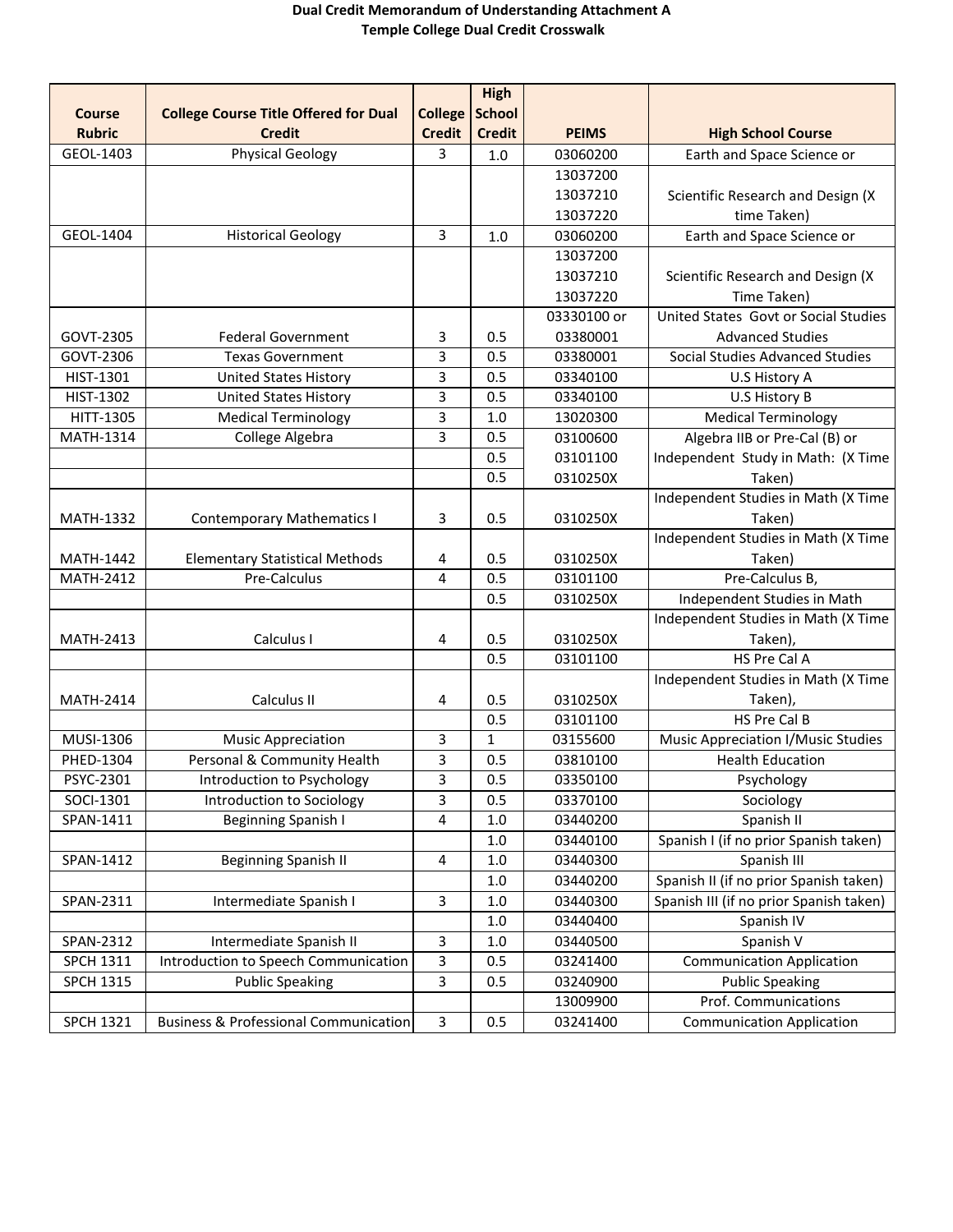**Dual Credit Memorandum of Understanding Attachment A**
**Temple College Dual Credit Crosswalk**

| Course Rubric | College Course Title Offered for Dual Credit | College Credit | High School Credit | PEIMS | High School Course |
|---|---|---|---|---|---|
| GEOL-1403 | Physical Geology | 3 | 1.0 | 03060200 | Earth and Space Science or |
| | | | | 13037200<br>13037210<br>13037220 | Scientific Research and Design (X time Taken) |
| GEOL-1404 | Historical Geology | 3 | 1.0 | 03060200 | Earth and Space Science or |
| | | | | 13037200<br>13037210<br>13037220 | Scientific Research and Design (X Time Taken) |
| GOVT-2305 | Federal Government | 3 | 0.5 | 03330100 or<br>03380001 | United States Govt or Social Studies Advanced Studies |
| GOVT-2306 | Texas Government | 3 | 0.5 | 03380001 | Social Studies Advanced Studies |
| HIST-1301 | United States History | 3 | 0.5 | 03340100 | U.S History A |
| HIST-1302 | United States History | 3 | 0.5 | 03340100 | U.S History B |
| HITT-1305 | Medical Terminology | 3 | 1.0 | 13020300 | Medical Terminology |
| MATH-1314 | College Algebra | 3 | 0.5 | 03100600 | Algebra IIB or Pre-Cal (B) or |
| | | | 0.5 | 03101100 | Independent Study in Math: (X Time |
| | | | 0.5 | 0310250X | Taken) |
| MATH-1332 | Contemporary Mathematics I | 3 | 0.5 | 0310250X | Independent Studies in Math (X Time Taken) |
| MATH-1442 | Elementary Statistical Methods | 4 | 0.5 | 0310250X | Independent Studies in Math (X Time Taken) |
| MATH-2412 | Pre-Calculus | 4 | 0.5 | 03101100 | Pre-Calculus B, |
| | | | 0.5 | 0310250X | Independent Studies in Math |
| MATH-2413 | Calculus I | 4 | 0.5 | 0310250X | Independent Studies in Math (X Time Taken), |
| | | | 0.5 | 03101100 | HS Pre Cal A |
| MATH-2414 | Calculus II | 4 | 0.5 | 0310250X | Independent Studies in Math (X Time Taken), |
| | | | 0.5 | 03101100 | HS Pre Cal B |
| MUSI-1306 | Music Appreciation | 3 | 1 | 03155600 | Music Appreciation I/Music Studies |
| PHED-1304 | Personal & Community Health | 3 | 0.5 | 03810100 | Health Education |
| PSYC-2301 | Introduction to Psychology | 3 | 0.5 | 03350100 | Psychology |
| SOCI-1301 | Introduction to Sociology | 3 | 0.5 | 03370100 | Sociology |
| SPAN-1411 | Beginning Spanish I | 4 | 1.0 | 03440200 | Spanish II |
| | | | 1.0 | 03440100 | Spanish I (if no prior Spanish taken) |
| SPAN-1412 | Beginning Spanish II | 4 | 1.0 | 03440300 | Spanish III |
| | | | 1.0 | 03440200 | Spanish II (if no prior Spanish taken) |
| SPAN-2311 | Intermediate Spanish I | 3 | 1.0 | 03440300 | Spanish III (if no prior Spanish taken) |
| | | | 1.0 | 03440400 | Spanish IV |
| SPAN-2312 | Intermediate Spanish II | 3 | 1.0 | 03440500 | Spanish V |
| SPCH 1311 | Introduction to Speech Communication | 3 | 0.5 | 03241400 | Communication Application |
| SPCH 1315 | Public Speaking | 3 | 0.5 | 03240900 | Public Speaking |
| | | | | 13009900 | Prof. Communications |
| SPCH 1321 | Business & Professional Communication | 3 | 0.5 | 03241400 | Communication Application |